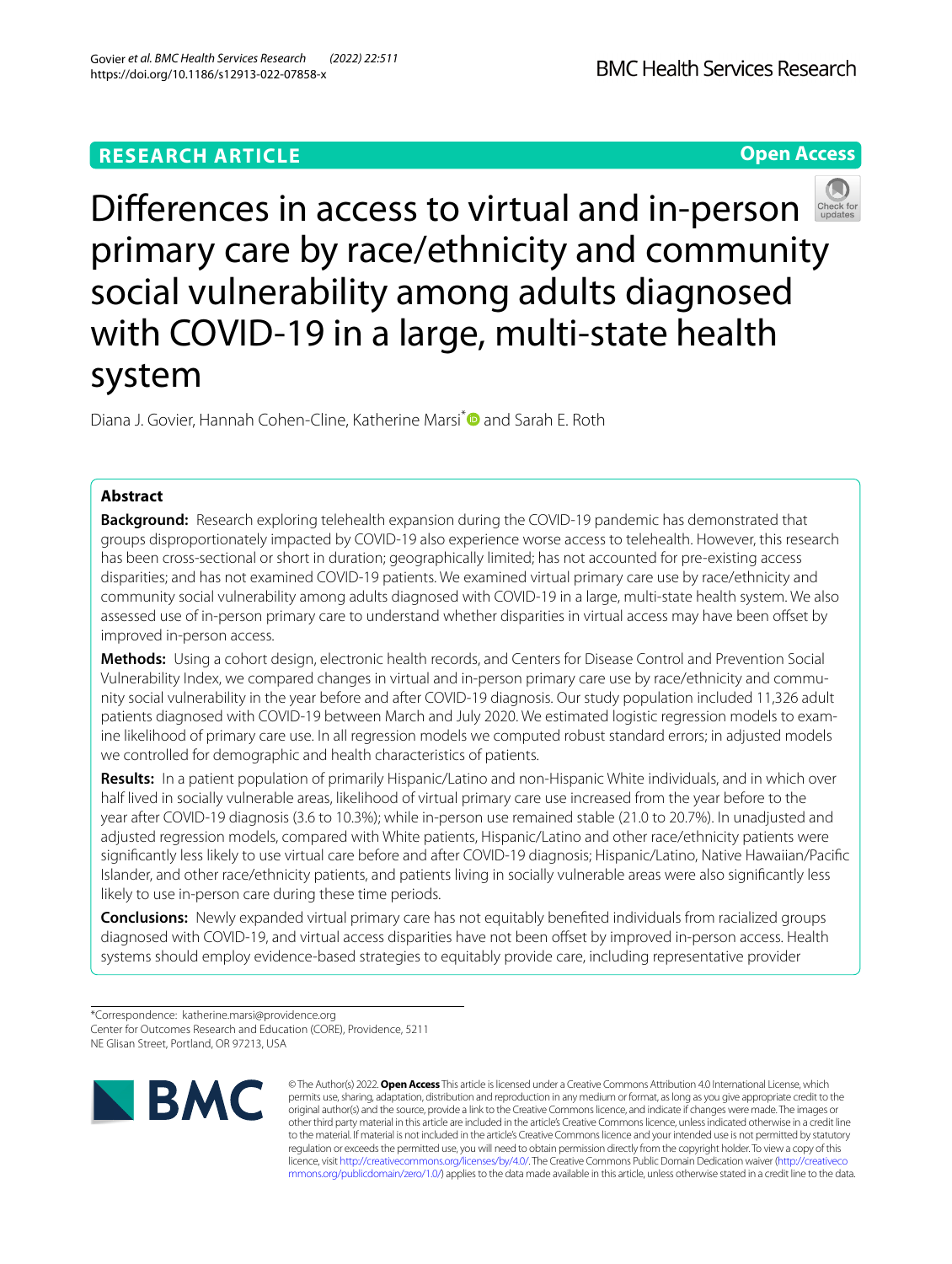RESEARCH ARTICLE

Open Access

# Differences in access to virtual and in-person primary care by race/ethnicity and community social vulnerability among adults diagnosed with COVID-19 in a large, multi-state health system

Diana J. Govier, Hannah Cohen-Cline, Katherine Marsi* and Sarah E. Roth

## Abstract

**Background:** Research exploring telehealth expansion during the COVID-19 pandemic has demonstrated that groups disproportionately impacted by COVID-19 also experience worse access to telehealth. However, this research has been cross-sectional or short in duration; geographically limited; has not accounted for pre-existing access disparities; and has not examined COVID-19 patients. We examined virtual primary care use by race/ethnicity and community social vulnerability among adults diagnosed with COVID-19 in a large, multi-state health system. We also assessed use of in-person primary care to understand whether disparities in virtual access may have been offset by improved in-person access.

**Methods:** Using a cohort design, electronic health records, and Centers for Disease Control and Prevention Social Vulnerability Index, we compared changes in virtual and in-person primary care use by race/ethnicity and community social vulnerability in the year before and after COVID-19 diagnosis. Our study population included 11,326 adult patients diagnosed with COVID-19 between March and July 2020. We estimated logistic regression models to examine likelihood of primary care use. In all regression models we computed robust standard errors; in adjusted models we controlled for demographic and health characteristics of patients.

**Results:** In a patient population of primarily Hispanic/Latino and non-Hispanic White individuals, and in which over half lived in socially vulnerable areas, likelihood of virtual primary care use increased from the year before to the year after COVID-19 diagnosis (3.6 to 10.3%); while in-person use remained stable (21.0 to 20.7%). In unadjusted and adjusted regression models, compared with White patients, Hispanic/Latino and other race/ethnicity patients were significantly less likely to use virtual care before and after COVID-19 diagnosis; Hispanic/Latino, Native Hawaiian/Pacific Islander, and other race/ethnicity patients, and patients living in socially vulnerable areas were also significantly less likely to use in-person care during these time periods.

**Conclusions:** Newly expanded virtual primary care has not equitably benefited individuals from racialized groups diagnosed with COVID-19, and virtual access disparities have not been offset by improved in-person access. Health systems should employ evidence-based strategies to equitably provide care, including representative provider

*Correspondence: katherine.marsi@providence.org
Center for Outcomes Research and Education (CORE), Providence, 5211 NE Glisan Street, Portland, OR 97213, USA

© The Author(s) 2022. **Open Access** This article is licensed under a Creative Commons Attribution 4.0 International License, which permits use, sharing, adaptation, distribution and reproduction in any medium or format, as long as you give appropriate credit to the original author(s) and the source, provide a link to the Creative Commons licence, and indicate if changes were made. The images or other third party material in this article are included in the article's Creative Commons licence, unless indicated otherwise in a credit line to the material. If material is not included in the article's Creative Commons licence and your intended use is not permitted by statutory regulation or exceeds the permitted use, you will need to obtain permission directly from the copyright holder. To view a copy of this licence, visit http://creativecommons.org/licenses/by/4.0/. The Creative Commons Public Domain Dedication waiver (http://creativecommons.org/publicdomain/zero/1.0/) applies to the data made available in this article, unless otherwise stated in a credit line to the data.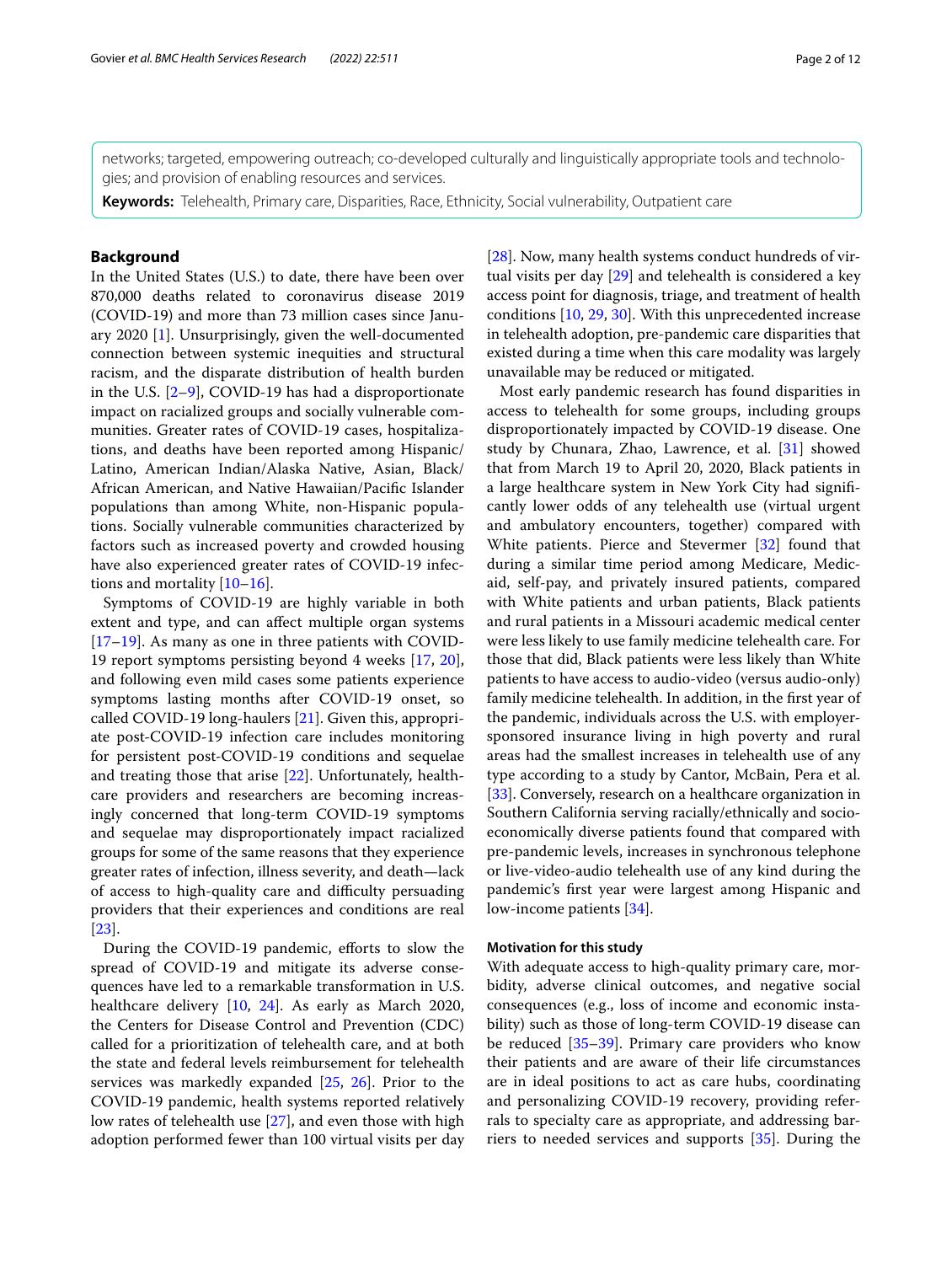networks; targeted, empowering outreach; co-developed culturally and linguistically appropriate tools and technologies; and provision of enabling resources and services.

**Keywords:** Telehealth, Primary care, Disparities, Race, Ethnicity, Social vulnerability, Outpatient care

## Background

In the United States (U.S.) to date, there have been over 870,000 deaths related to coronavirus disease 2019 (COVID-19) and more than 73 million cases since January 2020 [1]. Unsurprisingly, given the well-documented connection between systemic inequities and structural racism, and the disparate distribution of health burden in the U.S. [2–9], COVID-19 has had a disproportionate impact on racialized groups and socially vulnerable communities. Greater rates of COVID-19 cases, hospitalizations, and deaths have been reported among Hispanic/Latino, American Indian/Alaska Native, Asian, Black/African American, and Native Hawaiian/Pacific Islander populations than among White, non-Hispanic populations. Socially vulnerable communities characterized by factors such as increased poverty and crowded housing have also experienced greater rates of COVID-19 infections and mortality [10–16].

Symptoms of COVID-19 are highly variable in both extent and type, and can affect multiple organ systems [17–19]. As many as one in three patients with COVID-19 report symptoms persisting beyond 4 weeks [17, 20], and following even mild cases some patients experience symptoms lasting months after COVID-19 onset, so called COVID-19 long-haulers [21]. Given this, appropriate post-COVID-19 infection care includes monitoring for persistent post-COVID-19 conditions and sequelae and treating those that arise [22]. Unfortunately, healthcare providers and researchers are becoming increasingly concerned that long-term COVID-19 symptoms and sequelae may disproportionately impact racialized groups for some of the same reasons that they experience greater rates of infection, illness severity, and death—lack of access to high-quality care and difficulty persuading providers that their experiences and conditions are real [23].

During the COVID-19 pandemic, efforts to slow the spread of COVID-19 and mitigate its adverse consequences have led to a remarkable transformation in U.S. healthcare delivery [10, 24]. As early as March 2020, the Centers for Disease Control and Prevention (CDC) called for a prioritization of telehealth care, and at both the state and federal levels reimbursement for telehealth services was markedly expanded [25, 26]. Prior to the COVID-19 pandemic, health systems reported relatively low rates of telehealth use [27], and even those with high adoption performed fewer than 100 virtual visits per day [28]. Now, many health systems conduct hundreds of virtual visits per day [29] and telehealth is considered a key access point for diagnosis, triage, and treatment of health conditions [10, 29, 30]. With this unprecedented increase in telehealth adoption, pre-pandemic care disparities that existed during a time when this care modality was largely unavailable may be reduced or mitigated.

Most early pandemic research has found disparities in access to telehealth for some groups, including groups disproportionately impacted by COVID-19 disease. One study by Chunara, Zhao, Lawrence, et al. [31] showed that from March 19 to April 20, 2020, Black patients in a large healthcare system in New York City had significantly lower odds of any telehealth use (virtual urgent and ambulatory encounters, together) compared with White patients. Pierce and Stevermer [32] found that during a similar time period among Medicare, Medicaid, self-pay, and privately insured patients, compared with White patients and urban patients, Black patients and rural patients in a Missouri academic medical center were less likely to use family medicine telehealth care. For those that did, Black patients were less likely than White patients to have access to audio-video (versus audio-only) family medicine telehealth. In addition, in the first year of the pandemic, individuals across the U.S. with employer-sponsored insurance living in high poverty and rural areas had the smallest increases in telehealth use of any type according to a study by Cantor, McBain, Pera et al. [33]. Conversely, research on a healthcare organization in Southern California serving racially/ethnically and socioeconomically diverse patients found that compared with pre-pandemic levels, increases in synchronous telephone or live-video-audio telehealth use of any kind during the pandemic's first year were largest among Hispanic and low-income patients [34].

### Motivation for this study

With adequate access to high-quality primary care, morbidity, adverse clinical outcomes, and negative social consequences (e.g., loss of income and economic instability) such as those of long-term COVID-19 disease can be reduced [35–39]. Primary care providers who know their patients and are aware of their life circumstances are in ideal positions to act as care hubs, coordinating and personalizing COVID-19 recovery, providing referrals to specialty care as appropriate, and addressing barriers to needed services and supports [35]. During the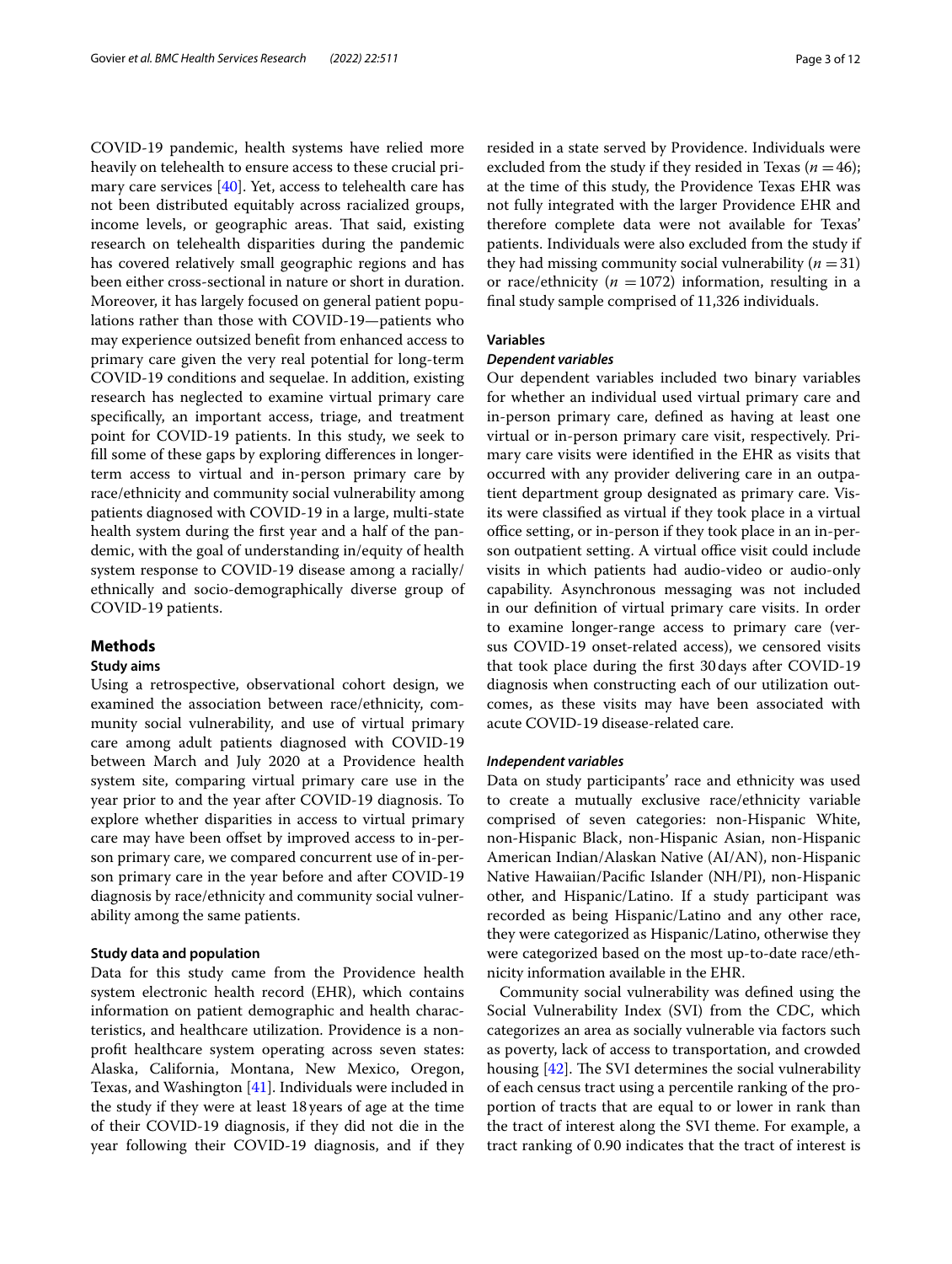COVID-19 pandemic, health systems have relied more heavily on telehealth to ensure access to these crucial primary care services [40]. Yet, access to telehealth care has not been distributed equitably across racialized groups, income levels, or geographic areas. That said, existing research on telehealth disparities during the pandemic has covered relatively small geographic regions and has been either cross-sectional in nature or short in duration. Moreover, it has largely focused on general patient populations rather than those with COVID-19—patients who may experience outsized benefit from enhanced access to primary care given the very real potential for long-term COVID-19 conditions and sequelae. In addition, existing research has neglected to examine virtual primary care specifically, an important access, triage, and treatment point for COVID-19 patients. In this study, we seek to fill some of these gaps by exploring differences in longer-term access to virtual and in-person primary care by race/ethnicity and community social vulnerability among patients diagnosed with COVID-19 in a large, multi-state health system during the first year and a half of the pandemic, with the goal of understanding in/equity of health system response to COVID-19 disease among a racially/ethnically and socio-demographically diverse group of COVID-19 patients.

## Methods

### Study aims

Using a retrospective, observational cohort design, we examined the association between race/ethnicity, community social vulnerability, and use of virtual primary care among adult patients diagnosed with COVID-19 between March and July 2020 at a Providence health system site, comparing virtual primary care use in the year prior to and the year after COVID-19 diagnosis. To explore whether disparities in access to virtual primary care may have been offset by improved access to in-person primary care, we compared concurrent use of in-person primary care in the year before and after COVID-19 diagnosis by race/ethnicity and community social vulnerability among the same patients.

### Study data and population

Data for this study came from the Providence health system electronic health record (EHR), which contains information on patient demographic and health characteristics, and healthcare utilization. Providence is a nonprofit healthcare system operating across seven states: Alaska, California, Montana, New Mexico, Oregon, Texas, and Washington [41]. Individuals were included in the study if they were at least 18 years of age at the time of their COVID-19 diagnosis, if they did not die in the year following their COVID-19 diagnosis, and if they resided in a state served by Providence. Individuals were excluded from the study if they resided in Texas ($n = 46$); at the time of this study, the Providence Texas EHR was not fully integrated with the larger Providence EHR and therefore complete data were not available for Texas' patients. Individuals were also excluded from the study if they had missing community social vulnerability ($n = 31$) or race/ethnicity ($n = 1072$) information, resulting in a final study sample comprised of 11,326 individuals.

### Variables

#### *Dependent variables*

Our dependent variables included two binary variables for whether an individual used virtual primary care and in-person primary care, defined as having at least one virtual or in-person primary care visit, respectively. Primary care visits were identified in the EHR as visits that occurred with any provider delivering care in an outpatient department group designated as primary care. Visits were classified as virtual if they took place in a virtual office setting, or in-person if they took place in an in-person outpatient setting. A virtual office visit could include visits in which patients had audio-video or audio-only capability. Asynchronous messaging was not included in our definition of virtual primary care visits. In order to examine longer-range access to primary care (versus COVID-19 onset-related access), we censored visits that took place during the first 30 days after COVID-19 diagnosis when constructing each of our utilization outcomes, as these visits may have been associated with acute COVID-19 disease-related care.

#### *Independent variables*

Data on study participants' race and ethnicity was used to create a mutually exclusive race/ethnicity variable comprised of seven categories: non-Hispanic White, non-Hispanic Black, non-Hispanic Asian, non-Hispanic American Indian/Alaskan Native (AI/AN), non-Hispanic Native Hawaiian/Pacific Islander (NH/PI), non-Hispanic other, and Hispanic/Latino. If a study participant was recorded as being Hispanic/Latino and any other race, they were categorized as Hispanic/Latino, otherwise they were categorized based on the most up-to-date race/ethnicity information available in the EHR.

Community social vulnerability was defined using the Social Vulnerability Index (SVI) from the CDC, which categorizes an area as socially vulnerable via factors such as poverty, lack of access to transportation, and crowded housing [42]. The SVI determines the social vulnerability of each census tract using a percentile ranking of the proportion of tracts that are equal to or lower in rank than the tract of interest along the SVI theme. For example, a tract ranking of 0.90 indicates that the tract of interest is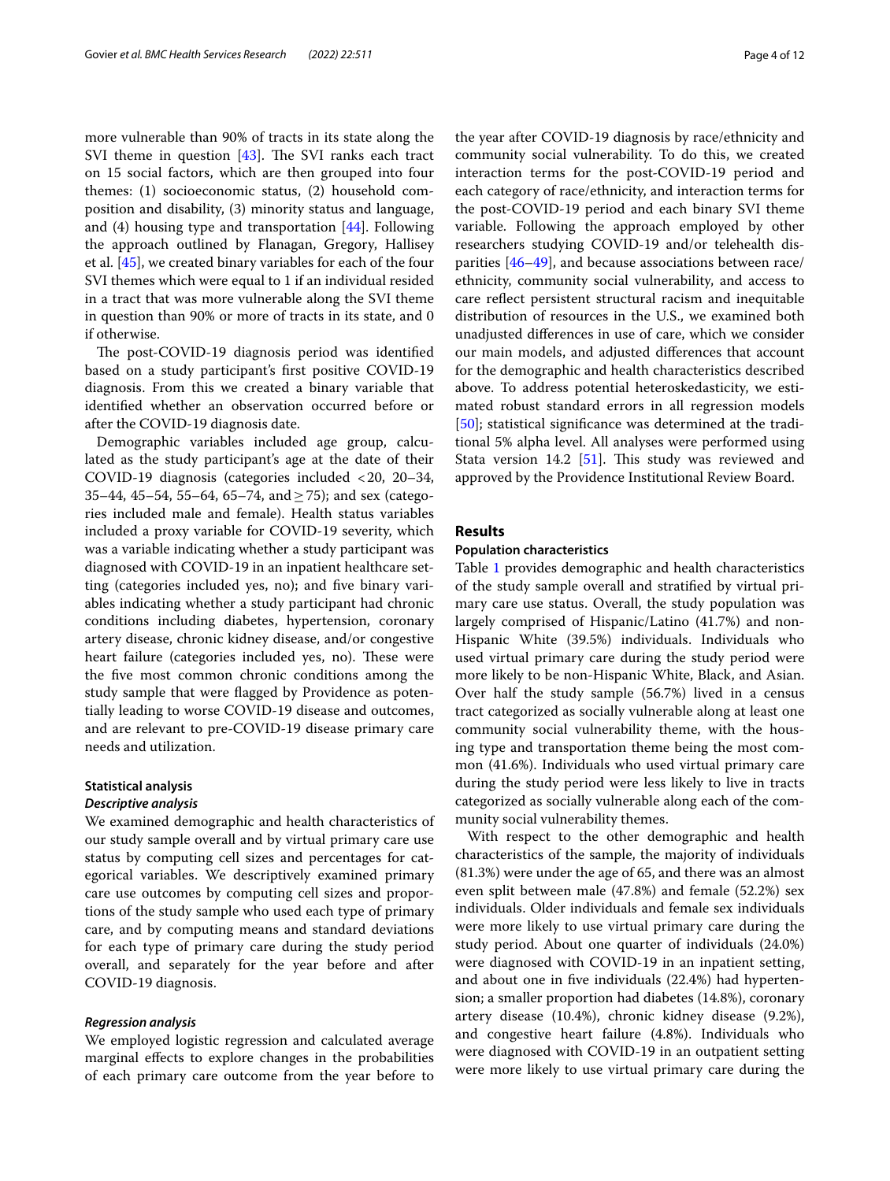more vulnerable than 90% of tracts in its state along the SVI theme in question [43]. The SVI ranks each tract on 15 social factors, which are then grouped into four themes: (1) socioeconomic status, (2) household composition and disability, (3) minority status and language, and (4) housing type and transportation [44]. Following the approach outlined by Flanagan, Gregory, Hallisey et al. [45], we created binary variables for each of the four SVI themes which were equal to 1 if an individual resided in a tract that was more vulnerable along the SVI theme in question than 90% or more of tracts in its state, and 0 if otherwise.

The post-COVID-19 diagnosis period was identified based on a study participant's first positive COVID-19 diagnosis. From this we created a binary variable that identified whether an observation occurred before or after the COVID-19 diagnosis date.

Demographic variables included age group, calculated as the study participant's age at the date of their COVID-19 diagnosis (categories included <20, 20–34, 35–44, 45–54, 55–64, 65–74, and ≥75); and sex (categories included male and female). Health status variables included a proxy variable for COVID-19 severity, which was a variable indicating whether a study participant was diagnosed with COVID-19 in an inpatient healthcare setting (categories included yes, no); and five binary variables indicating whether a study participant had chronic conditions including diabetes, hypertension, coronary artery disease, chronic kidney disease, and/or congestive heart failure (categories included yes, no). These were the five most common chronic conditions among the study sample that were flagged by Providence as potentially leading to worse COVID-19 disease and outcomes, and are relevant to pre-COVID-19 disease primary care needs and utilization.

### Statistical analysis

#### *Descriptive analysis*

We examined demographic and health characteristics of our study sample overall and by virtual primary care use status by computing cell sizes and percentages for categorical variables. We descriptively examined primary care use outcomes by computing cell sizes and proportions of the study sample who used each type of primary care, and by computing means and standard deviations for each type of primary care during the study period overall, and separately for the year before and after COVID-19 diagnosis.

#### *Regression analysis*

We employed logistic regression and calculated average marginal effects to explore changes in the probabilities of each primary care outcome from the year before to the year after COVID-19 diagnosis by race/ethnicity and community social vulnerability. To do this, we created interaction terms for the post-COVID-19 period and each category of race/ethnicity, and interaction terms for the post-COVID-19 period and each binary SVI theme variable. Following the approach employed by other researchers studying COVID-19 and/or telehealth disparities [46–49], and because associations between race/ethnicity, community social vulnerability, and access to care reflect persistent structural racism and inequitable distribution of resources in the U.S., we examined both unadjusted differences in use of care, which we consider our main models, and adjusted differences that account for the demographic and health characteristics described above. To address potential heteroskedasticity, we estimated robust standard errors in all regression models [50]; statistical significance was determined at the traditional 5% alpha level. All analyses were performed using Stata version 14.2 [51]. This study was reviewed and approved by the Providence Institutional Review Board.

## Results

### Population characteristics

Table 1 provides demographic and health characteristics of the study sample overall and stratified by virtual primary care use status. Overall, the study population was largely comprised of Hispanic/Latino (41.7%) and non-Hispanic White (39.5%) individuals. Individuals who used virtual primary care during the study period were more likely to be non-Hispanic White, Black, and Asian. Over half the study sample (56.7%) lived in a census tract categorized as socially vulnerable along at least one community social vulnerability theme, with the housing type and transportation theme being the most common (41.6%). Individuals who used virtual primary care during the study period were less likely to live in tracts categorized as socially vulnerable along each of the community social vulnerability themes.

With respect to the other demographic and health characteristics of the sample, the majority of individuals (81.3%) were under the age of 65, and there was an almost even split between male (47.8%) and female (52.2%) sex individuals. Older individuals and female sex individuals were more likely to use virtual primary care during the study period. About one quarter of individuals (24.0%) were diagnosed with COVID-19 in an inpatient setting, and about one in five individuals (22.4%) had hypertension; a smaller proportion had diabetes (14.8%), coronary artery disease (10.4%), chronic kidney disease (9.2%), and congestive heart failure (4.8%). Individuals who were diagnosed with COVID-19 in an outpatient setting were more likely to use virtual primary care during the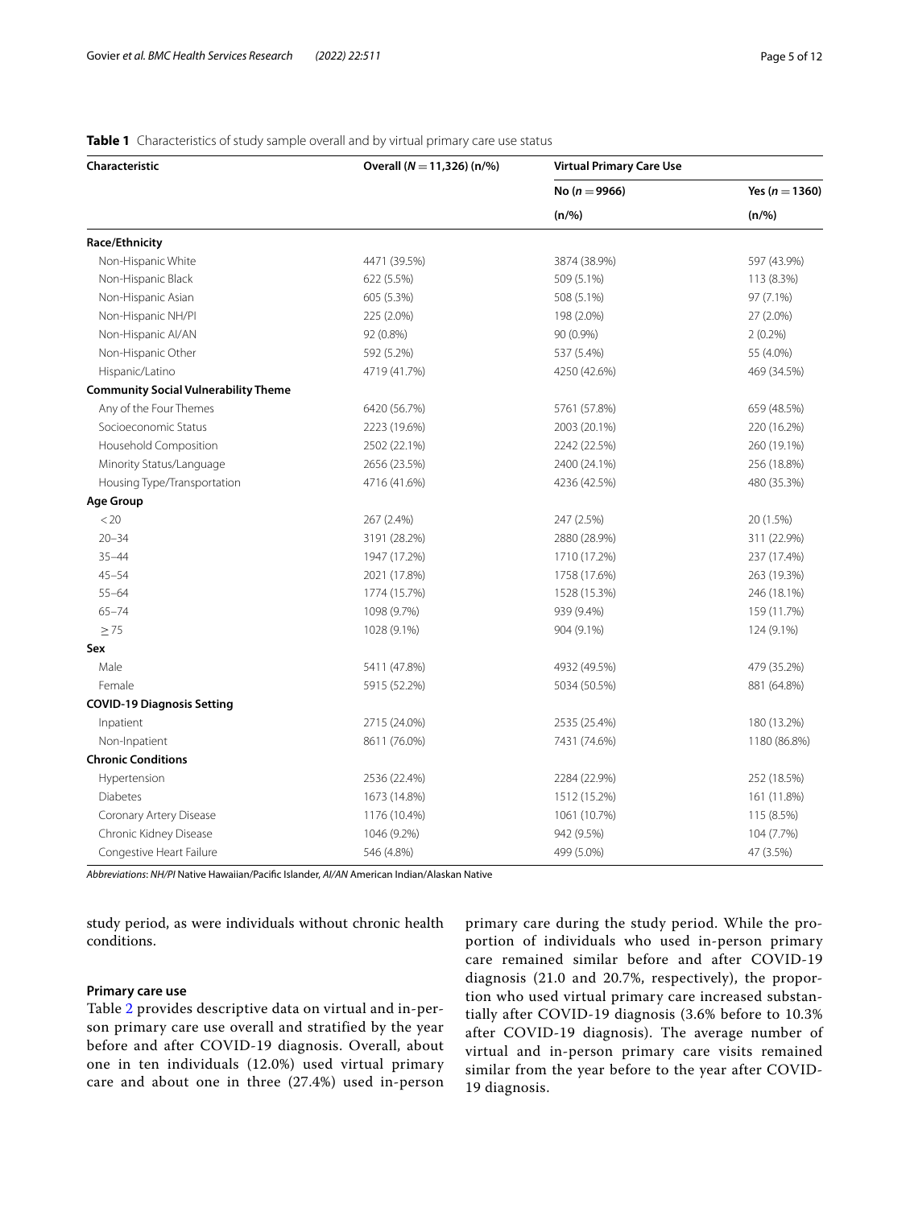**Table 1** Characteristics of study sample overall and by virtual primary care use status

| Characteristic | Overall (N = 11,326) (n/%) | Virtual Primary Care Use | |
|---|---|---|---|
| | | No (n = 9966) | Yes (n = 1360) |
| | | (n/%) | (n/%) |
| **Race/Ethnicity** | | | |
| Non-Hispanic White | 4471 (39.5%) | 3874 (38.9%) | 597 (43.9%) |
| Non-Hispanic Black | 622 (5.5%) | 509 (5.1%) | 113 (8.3%) |
| Non-Hispanic Asian | 605 (5.3%) | 508 (5.1%) | 97 (7.1%) |
| Non-Hispanic NH/PI | 225 (2.0%) | 198 (2.0%) | 27 (2.0%) |
| Non-Hispanic AI/AN | 92 (0.8%) | 90 (0.9%) | 2 (0.2%) |
| Non-Hispanic Other | 592 (5.2%) | 537 (5.4%) | 55 (4.0%) |
| Hispanic/Latino | 4719 (41.7%) | 4250 (42.6%) | 469 (34.5%) |
| **Community Social Vulnerability Theme** | | | |
| Any of the Four Themes | 6420 (56.7%) | 5761 (57.8%) | 659 (48.5%) |
| Socioeconomic Status | 2223 (19.6%) | 2003 (20.1%) | 220 (16.2%) |
| Household Composition | 2502 (22.1%) | 2242 (22.5%) | 260 (19.1%) |
| Minority Status/Language | 2656 (23.5%) | 2400 (24.1%) | 256 (18.8%) |
| Housing Type/Transportation | 4716 (41.6%) | 4236 (42.5%) | 480 (35.3%) |
| **Age Group** | | | |
| < 20 | 267 (2.4%) | 247 (2.5%) | 20 (1.5%) |
| 20–34 | 3191 (28.2%) | 2880 (28.9%) | 311 (22.9%) |
| 35–44 | 1947 (17.2%) | 1710 (17.2%) | 237 (17.4%) |
| 45–54 | 2021 (17.8%) | 1758 (17.6%) | 263 (19.3%) |
| 55–64 | 1774 (15.7%) | 1528 (15.3%) | 246 (18.1%) |
| 65–74 | 1098 (9.7%) | 939 (9.4%) | 159 (11.7%) |
| ≥ 75 | 1028 (9.1%) | 904 (9.1%) | 124 (9.1%) |
| **Sex** | | | |
| Male | 5411 (47.8%) | 4932 (49.5%) | 479 (35.2%) |
| Female | 5915 (52.2%) | 5034 (50.5%) | 881 (64.8%) |
| **COVID-19 Diagnosis Setting** | | | |
| Inpatient | 2715 (24.0%) | 2535 (25.4%) | 180 (13.2%) |
| Non-Inpatient | 8611 (76.0%) | 7431 (74.6%) | 1180 (86.8%) |
| **Chronic Conditions** | | | |
| Hypertension | 2536 (22.4%) | 2284 (22.9%) | 252 (18.5%) |
| Diabetes | 1673 (14.8%) | 1512 (15.2%) | 161 (11.8%) |
| Coronary Artery Disease | 1176 (10.4%) | 1061 (10.7%) | 115 (8.5%) |
| Chronic Kidney Disease | 1046 (9.2%) | 942 (9.5%) | 104 (7.7%) |
| Congestive Heart Failure | 546 (4.8%) | 499 (5.0%) | 47 (3.5%) |

*Abbreviations*: *NH/PI* Native Hawaiian/Pacific Islander, *AI/AN* American Indian/Alaskan Native

study period, as were individuals without chronic health conditions.

### Primary care use

Table 2 provides descriptive data on virtual and in-person primary care use overall and stratified by the year before and after COVID-19 diagnosis. Overall, about one in ten individuals (12.0%) used virtual primary care and about one in three (27.4%) used in-person primary care during the study period. While the proportion of individuals who used in-person primary care remained similar before and after COVID-19 diagnosis (21.0 and 20.7%, respectively), the proportion who used virtual primary care increased substantially after COVID-19 diagnosis (3.6% before to 10.3% after COVID-19 diagnosis). The average number of virtual and in-person primary care visits remained similar from the year before to the year after COVID-19 diagnosis.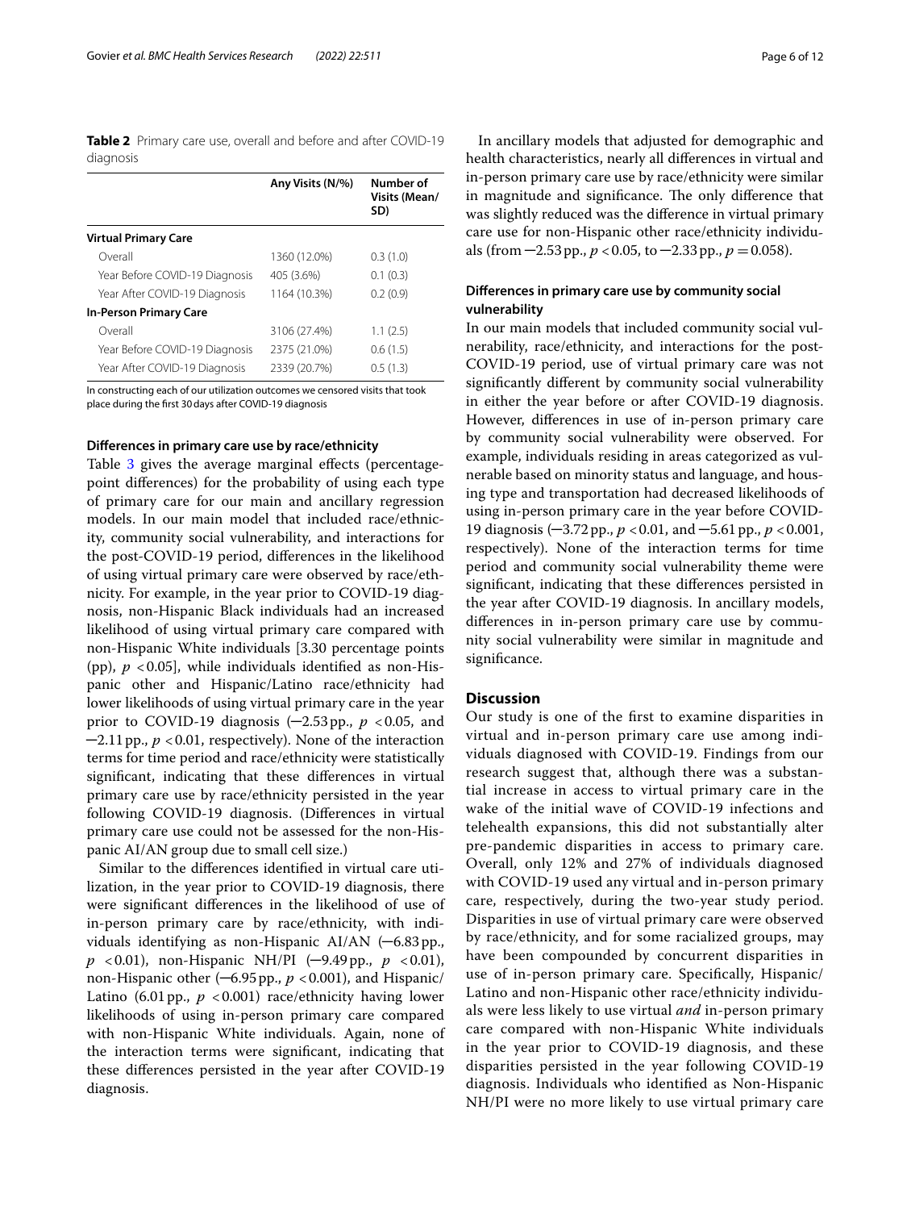**Table 2** Primary care use, overall and before and after COVID-19 diagnosis

| | Any Visits (N/%) | Number of Visits (Mean/SD) |
|---|---|---|
| **Virtual Primary Care** | | |
| Overall | 1360 (12.0%) | 0.3 (1.0) |
| Year Before COVID-19 Diagnosis | 405 (3.6%) | 0.1 (0.3) |
| Year After COVID-19 Diagnosis | 1164 (10.3%) | 0.2 (0.9) |
| **In-Person Primary Care** | | |
| Overall | 3106 (27.4%) | 1.1 (2.5) |
| Year Before COVID-19 Diagnosis | 2375 (21.0%) | 0.6 (1.5) |
| Year After COVID-19 Diagnosis | 2339 (20.7%) | 0.5 (1.3) |

In constructing each of our utilization outcomes we censored visits that took place during the first 30 days after COVID-19 diagnosis

### Differences in primary care use by race/ethnicity

Table 3 gives the average marginal effects (percentage-point differences) for the probability of using each type of primary care for our main and ancillary regression models. In our main model that included race/ethnicity, community social vulnerability, and interactions for the post-COVID-19 period, differences in the likelihood of using virtual primary care were observed by race/ethnicity. For example, in the year prior to COVID-19 diagnosis, non-Hispanic Black individuals had an increased likelihood of using virtual primary care compared with non-Hispanic White individuals [3.30 percentage points (pp), $p < 0.05$], while individuals identified as non-Hispanic other and Hispanic/Latino race/ethnicity had lower likelihoods of using virtual primary care in the year prior to COVID-19 diagnosis (−2.53 pp., $p < 0.05$, and −2.11 pp., $p < 0.01$, respectively). None of the interaction terms for time period and race/ethnicity were statistically significant, indicating that these differences in virtual primary care use by race/ethnicity persisted in the year following COVID-19 diagnosis. (Differences in virtual primary care use could not be assessed for the non-Hispanic AI/AN group due to small cell size.)

Similar to the differences identified in virtual care utilization, in the year prior to COVID-19 diagnosis, there were significant differences in the likelihood of use of in-person primary care by race/ethnicity, with individuals identifying as non-Hispanic AI/AN (−6.83 pp., $p < 0.01$), non-Hispanic NH/PI (−9.49 pp., $p < 0.01$), non-Hispanic other (−6.95 pp., $p < 0.001$), and Hispanic/Latino (6.01 pp., $p < 0.001$) race/ethnicity having lower likelihoods of using in-person primary care compared with non-Hispanic White individuals. Again, none of the interaction terms were significant, indicating that these differences persisted in the year after COVID-19 diagnosis.

In ancillary models that adjusted for demographic and health characteristics, nearly all differences in virtual and in-person primary care use by race/ethnicity were similar in magnitude and significance. The only difference that was slightly reduced was the difference in virtual primary care use for non-Hispanic other race/ethnicity individuals (from −2.53 pp., $p < 0.05$, to −2.33 pp., $p = 0.058$).

### Differences in primary care use by community social vulnerability

In our main models that included community social vulnerability, race/ethnicity, and interactions for the post-COVID-19 period, use of virtual primary care was not significantly different by community social vulnerability in either the year before or after COVID-19 diagnosis. However, differences in use of in-person primary care by community social vulnerability were observed. For example, individuals residing in areas categorized as vulnerable based on minority status and language, and housing type and transportation had decreased likelihoods of using in-person primary care in the year before COVID-19 diagnosis (−3.72 pp., $p < 0.01$, and −5.61 pp., $p < 0.001$, respectively). None of the interaction terms for time period and community social vulnerability theme were significant, indicating that these differences persisted in the year after COVID-19 diagnosis. In ancillary models, differences in in-person primary care use by community social vulnerability were similar in magnitude and significance.

## Discussion

Our study is one of the first to examine disparities in virtual and in-person primary care use among individuals diagnosed with COVID-19. Findings from our research suggest that, although there was a substantial increase in access to virtual primary care in the wake of the initial wave of COVID-19 infections and telehealth expansions, this did not substantially alter pre-pandemic disparities in access to primary care. Overall, only 12% and 27% of individuals diagnosed with COVID-19 used any virtual and in-person primary care, respectively, during the two-year study period. Disparities in use of virtual primary care were observed by race/ethnicity, and for some racialized groups, may have been compounded by concurrent disparities in use of in-person primary care. Specifically, Hispanic/Latino and non-Hispanic other race/ethnicity individuals were less likely to use virtual *and* in-person primary care compared with non-Hispanic White individuals in the year prior to COVID-19 diagnosis, and these disparities persisted in the year following COVID-19 diagnosis. Individuals who identified as Non-Hispanic NH/PI were no more likely to use virtual primary care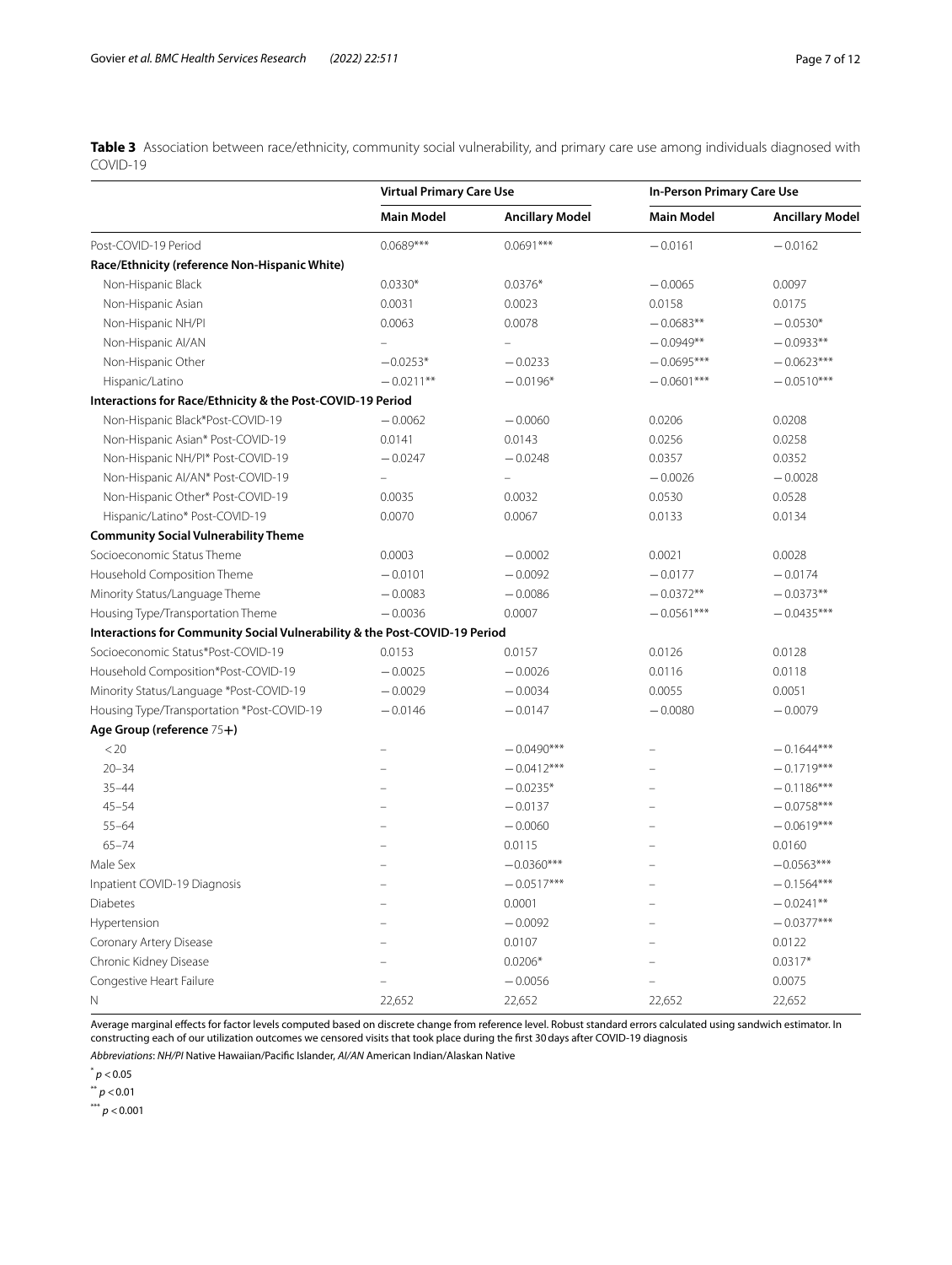**Table 3** Association between race/ethnicity, community social vulnerability, and primary care use among individuals diagnosed with COVID-19

| | Virtual Primary Care Use | | In-Person Primary Care Use | |
|---|---|---|---|---|
| | Main Model | Ancillary Model | Main Model | Ancillary Model |
| Post-COVID-19 Period | 0.0689*** | 0.0691*** | −0.0161 | −0.0162 |
| **Race/Ethnicity (reference Non-Hispanic White)** | | | | |
| Non-Hispanic Black | 0.0330* | 0.0376* | −0.0065 | 0.0097 |
| Non-Hispanic Asian | 0.0031 | 0.0023 | 0.0158 | 0.0175 |
| Non-Hispanic NH/PI | 0.0063 | 0.0078 | −0.0683** | −0.0530* |
| Non-Hispanic AI/AN | – | – | −0.0949** | −0.0933** |
| Non-Hispanic Other | −0.0253* | −0.0233 | −0.0695*** | −0.0623*** |
| Hispanic/Latino | −0.0211** | −0.0196* | −0.0601*** | −0.0510*** |
| **Interactions for Race/Ethnicity & the Post-COVID-19 Period** | | | | |
| Non-Hispanic Black*Post-COVID-19 | −0.0062 | −0.0060 | 0.0206 | 0.0208 |
| Non-Hispanic Asian* Post-COVID-19 | 0.0141 | 0.0143 | 0.0256 | 0.0258 |
| Non-Hispanic NH/PI* Post-COVID-19 | −0.0247 | −0.0248 | 0.0357 | 0.0352 |
| Non-Hispanic AI/AN* Post-COVID-19 | – | – | −0.0026 | −0.0028 |
| Non-Hispanic Other* Post-COVID-19 | 0.0035 | 0.0032 | 0.0530 | 0.0528 |
| Hispanic/Latino* Post-COVID-19 | 0.0070 | 0.0067 | 0.0133 | 0.0134 |
| **Community Social Vulnerability Theme** | | | | |
| Socioeconomic Status Theme | 0.0003 | −0.0002 | 0.0021 | 0.0028 |
| Household Composition Theme | −0.0101 | −0.0092 | −0.0177 | −0.0174 |
| Minority Status/Language Theme | −0.0083 | −0.0086 | −0.0372** | −0.0373** |
| Housing Type/Transportation Theme | −0.0036 | 0.0007 | −0.0561*** | −0.0435*** |
| **Interactions for Community Social Vulnerability & the Post-COVID-19 Period** | | | | |
| Socioeconomic Status*Post-COVID-19 | 0.0153 | 0.0157 | 0.0126 | 0.0128 |
| Household Composition*Post-COVID-19 | −0.0025 | −0.0026 | 0.0116 | 0.0118 |
| Minority Status/Language *Post-COVID-19 | −0.0029 | −0.0034 | 0.0055 | 0.0051 |
| Housing Type/Transportation *Post-COVID-19 | −0.0146 | −0.0147 | −0.0080 | −0.0079 |
| **Age Group (reference 75+)** | | | | |
| < 20 | – | −0.0490*** | – | −0.1644*** |
| 20–34 | – | −0.0412*** | – | −0.1719*** |
| 35–44 | – | −0.0235* | – | −0.1186*** |
| 45–54 | – | −0.0137 | – | −0.0758*** |
| 55–64 | – | −0.0060 | – | −0.0619*** |
| 65–74 | – | 0.0115 | – | 0.0160 |
| Male Sex | – | −0.0360*** | – | −0.0563*** |
| Inpatient COVID-19 Diagnosis | – | −0.0517*** | – | −0.1564*** |
| Diabetes | – | 0.0001 | – | −0.0241** |
| Hypertension | – | −0.0092 | – | −0.0377*** |
| Coronary Artery Disease | – | 0.0107 | – | 0.0122 |
| Chronic Kidney Disease | – | 0.0206* | – | 0.0317* |
| Congestive Heart Failure | – | −0.0056 | – | 0.0075 |
| N | 22,652 | 22,652 | 22,652 | 22,652 |

Average marginal effects for factor levels computed based on discrete change from reference level. Robust standard errors calculated using sandwich estimator. In constructing each of our utilization outcomes we censored visits that took place during the first 30 days after COVID-19 diagnosis

*Abbreviations*: *NH/PI* Native Hawaiian/Pacific Islander, *AI/AN* American Indian/Alaskan Native

* $p < 0.05$

** $p < 0.01$

*** $p < 0.001$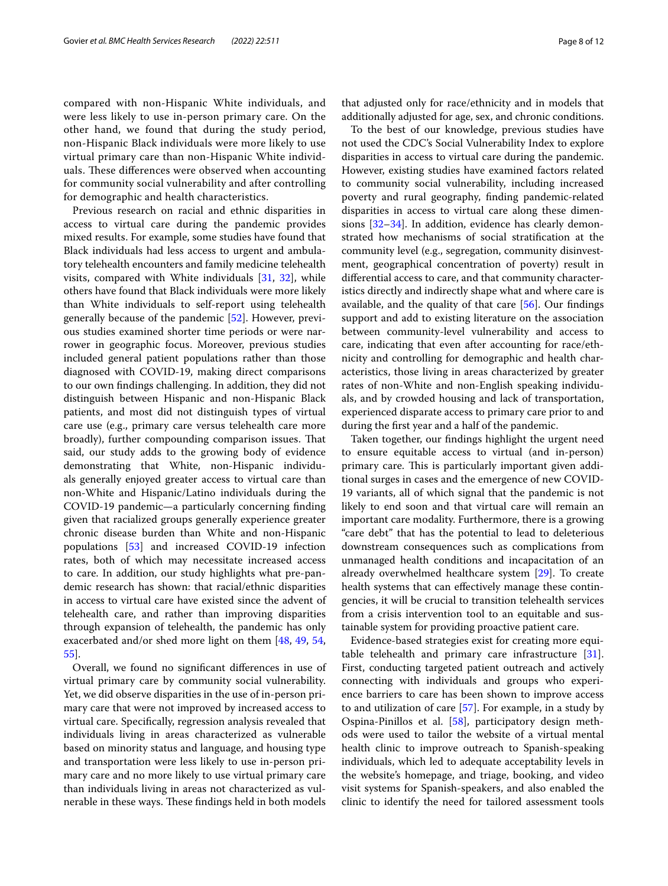compared with non-Hispanic White individuals, and were less likely to use in-person primary care. On the other hand, we found that during the study period, non-Hispanic Black individuals were more likely to use virtual primary care than non-Hispanic White individuals. These differences were observed when accounting for community social vulnerability and after controlling for demographic and health characteristics.

Previous research on racial and ethnic disparities in access to virtual care during the pandemic provides mixed results. For example, some studies have found that Black individuals had less access to urgent and ambulatory telehealth encounters and family medicine telehealth visits, compared with White individuals [31, 32], while others have found that Black individuals were more likely than White individuals to self-report using telehealth generally because of the pandemic [52]. However, previous studies examined shorter time periods or were narrower in geographic focus. Moreover, previous studies included general patient populations rather than those diagnosed with COVID-19, making direct comparisons to our own findings challenging. In addition, they did not distinguish between Hispanic and non-Hispanic Black patients, and most did not distinguish types of virtual care use (e.g., primary care versus telehealth care more broadly), further compounding comparison issues. That said, our study adds to the growing body of evidence demonstrating that White, non-Hispanic individuals generally enjoyed greater access to virtual care than non-White and Hispanic/Latino individuals during the COVID-19 pandemic—a particularly concerning finding given that racialized groups generally experience greater chronic disease burden than White and non-Hispanic populations [53] and increased COVID-19 infection rates, both of which may necessitate increased access to care. In addition, our study highlights what pre-pandemic research has shown: that racial/ethnic disparities in access to virtual care have existed since the advent of telehealth care, and rather than improving disparities through expansion of telehealth, the pandemic has only exacerbated and/or shed more light on them [48, 49, 54, 55].

Overall, we found no significant differences in use of virtual primary care by community social vulnerability. Yet, we did observe disparities in the use of in-person primary care that were not improved by increased access to virtual care. Specifically, regression analysis revealed that individuals living in areas characterized as vulnerable based on minority status and language, and housing type and transportation were less likely to use in-person primary care and no more likely to use virtual primary care than individuals living in areas not characterized as vulnerable in these ways. These findings held in both models that adjusted only for race/ethnicity and in models that additionally adjusted for age, sex, and chronic conditions.

To the best of our knowledge, previous studies have not used the CDC's Social Vulnerability Index to explore disparities in access to virtual care during the pandemic. However, existing studies have examined factors related to community social vulnerability, including increased poverty and rural geography, finding pandemic-related disparities in access to virtual care along these dimensions [32–34]. In addition, evidence has clearly demonstrated how mechanisms of social stratification at the community level (e.g., segregation, community disinvestment, geographical concentration of poverty) result in differential access to care, and that community characteristics directly and indirectly shape what and where care is available, and the quality of that care [56]. Our findings support and add to existing literature on the association between community-level vulnerability and access to care, indicating that even after accounting for race/ethnicity and controlling for demographic and health characteristics, those living in areas characterized by greater rates of non-White and non-English speaking individuals, and by crowded housing and lack of transportation, experienced disparate access to primary care prior to and during the first year and a half of the pandemic.

Taken together, our findings highlight the urgent need to ensure equitable access to virtual (and in-person) primary care. This is particularly important given additional surges in cases and the emergence of new COVID-19 variants, all of which signal that the pandemic is not likely to end soon and that virtual care will remain an important care modality. Furthermore, there is a growing "care debt" that has the potential to lead to deleterious downstream consequences such as complications from unmanaged health conditions and incapacitation of an already overwhelmed healthcare system [29]. To create health systems that can effectively manage these contingencies, it will be crucial to transition telehealth services from a crisis intervention tool to an equitable and sustainable system for providing proactive patient care.

Evidence-based strategies exist for creating more equitable telehealth and primary care infrastructure [31]. First, conducting targeted patient outreach and actively connecting with individuals and groups who experience barriers to care has been shown to improve access to and utilization of care [57]. For example, in a study by Ospina-Pinillos et al. [58], participatory design methods were used to tailor the website of a virtual mental health clinic to improve outreach to Spanish-speaking individuals, which led to adequate acceptability levels in the website's homepage, and triage, booking, and video visit systems for Spanish-speakers, and also enabled the clinic to identify the need for tailored assessment tools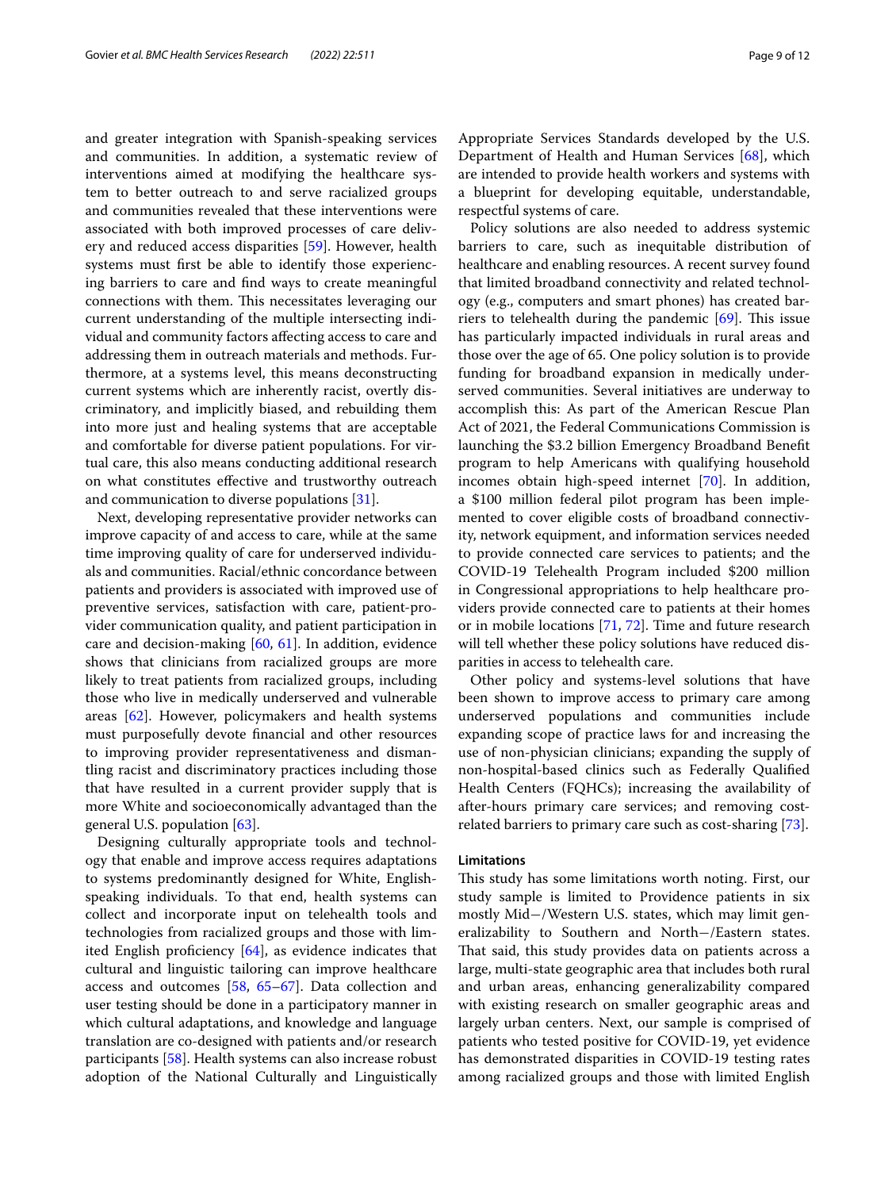and greater integration with Spanish-speaking services and communities. In addition, a systematic review of interventions aimed at modifying the healthcare system to better outreach to and serve racialized groups and communities revealed that these interventions were associated with both improved processes of care delivery and reduced access disparities [59]. However, health systems must first be able to identify those experiencing barriers to care and find ways to create meaningful connections with them. This necessitates leveraging our current understanding of the multiple intersecting individual and community factors affecting access to care and addressing them in outreach materials and methods. Furthermore, at a systems level, this means deconstructing current systems which are inherently racist, overtly discriminatory, and implicitly biased, and rebuilding them into more just and healing systems that are acceptable and comfortable for diverse patient populations. For virtual care, this also means conducting additional research on what constitutes effective and trustworthy outreach and communication to diverse populations [31].

Next, developing representative provider networks can improve capacity of and access to care, while at the same time improving quality of care for underserved individuals and communities. Racial/ethnic concordance between patients and providers is associated with improved use of preventive services, satisfaction with care, patient-provider communication quality, and patient participation in care and decision-making [60, 61]. In addition, evidence shows that clinicians from racialized groups are more likely to treat patients from racialized groups, including those who live in medically underserved and vulnerable areas [62]. However, policymakers and health systems must purposefully devote financial and other resources to improving provider representativeness and dismantling racist and discriminatory practices including those that have resulted in a current provider supply that is more White and socioeconomically advantaged than the general U.S. population [63].

Designing culturally appropriate tools and technology that enable and improve access requires adaptations to systems predominantly designed for White, English-speaking individuals. To that end, health systems can collect and incorporate input on telehealth tools and technologies from racialized groups and those with limited English proficiency [64], as evidence indicates that cultural and linguistic tailoring can improve healthcare access and outcomes [58, 65–67]. Data collection and user testing should be done in a participatory manner in which cultural adaptations, and knowledge and language translation are co-designed with patients and/or research participants [58]. Health systems can also increase robust adoption of the National Culturally and Linguistically Appropriate Services Standards developed by the U.S. Department of Health and Human Services [68], which are intended to provide health workers and systems with a blueprint for developing equitable, understandable, respectful systems of care.

Policy solutions are also needed to address systemic barriers to care, such as inequitable distribution of healthcare and enabling resources. A recent survey found that limited broadband connectivity and related technology (e.g., computers and smart phones) has created barriers to telehealth during the pandemic [69]. This issue has particularly impacted individuals in rural areas and those over the age of 65. One policy solution is to provide funding for broadband expansion in medically underserved communities. Several initiatives are underway to accomplish this: As part of the American Rescue Plan Act of 2021, the Federal Communications Commission is launching the $3.2 billion Emergency Broadband Benefit program to help Americans with qualifying household incomes obtain high-speed internet [70]. In addition, a $100 million federal pilot program has been implemented to cover eligible costs of broadband connectivity, network equipment, and information services needed to provide connected care services to patients; and the COVID-19 Telehealth Program included $200 million in Congressional appropriations to help healthcare providers provide connected care to patients at their homes or in mobile locations [71, 72]. Time and future research will tell whether these policy solutions have reduced disparities in access to telehealth care.

Other policy and systems-level solutions that have been shown to improve access to primary care among underserved populations and communities include expanding scope of practice laws for and increasing the use of non-physician clinicians; expanding the supply of non-hospital-based clinics such as Federally Qualified Health Centers (FQHCs); increasing the availability of after-hours primary care services; and removing cost-related barriers to primary care such as cost-sharing [73].

#### Limitations

This study has some limitations worth noting. First, our study sample is limited to Providence patients in six mostly Mid−/Western U.S. states, which may limit generalizability to Southern and North−/Eastern states. That said, this study provides data on patients across a large, multi-state geographic area that includes both rural and urban areas, enhancing generalizability compared with existing research on smaller geographic areas and largely urban centers. Next, our sample is comprised of patients who tested positive for COVID-19, yet evidence has demonstrated disparities in COVID-19 testing rates among racialized groups and those with limited English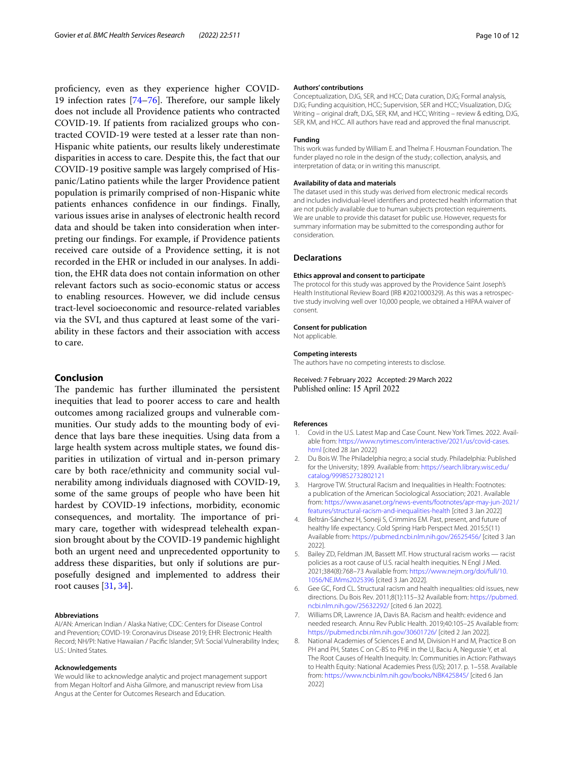proficiency, even as they experience higher COVID-19 infection rates [74–76]. Therefore, our sample likely does not include all Providence patients who contracted COVID-19. If patients from racialized groups who contracted COVID-19 were tested at a lesser rate than non-Hispanic white patients, our results likely underestimate disparities in access to care. Despite this, the fact that our COVID-19 positive sample was largely comprised of Hispanic/Latino patients while the larger Providence patient population is primarily comprised of non-Hispanic white patients enhances confidence in our findings. Finally, various issues arise in analyses of electronic health record data and should be taken into consideration when interpreting our findings. For example, if Providence patients received care outside of a Providence setting, it is not recorded in the EHR or included in our analyses. In addition, the EHR data does not contain information on other relevant factors such as socio-economic status or access to enabling resources. However, we did include census tract-level socioeconomic and resource-related variables via the SVI, and thus captured at least some of the variability in these factors and their association with access to care.

## Conclusion

The pandemic has further illuminated the persistent inequities that lead to poorer access to care and health outcomes among racialized groups and vulnerable communities. Our study adds to the mounting body of evidence that lays bare these inequities. Using data from a large health system across multiple states, we found disparities in utilization of virtual and in-person primary care by both race/ethnicity and community social vulnerability among individuals diagnosed with COVID-19, some of the same groups of people who have been hit hardest by COVID-19 infections, morbidity, economic consequences, and mortality. The importance of primary care, together with widespread telehealth expansion brought about by the COVID-19 pandemic highlight both an urgent need and unprecedented opportunity to address these disparities, but only if solutions are purposefully designed and implemented to address their root causes [31, 34].

#### Abbreviations

AI/AN: American Indian / Alaska Native; CDC: Centers for Disease Control and Prevention; COVID-19: Coronavirus Disease 2019; EHR: Electronic Health Record; NH/PI: Native Hawaiian / Pacific Islander; SVI: Social Vulnerability Index; U.S.: United States.

#### Acknowledgements

We would like to acknowledge analytic and project management support from Megan Holtorf and Aisha Gilmore, and manuscript review from Lisa Angus at the Center for Outcomes Research and Education.

#### Authors' contributions

Conceptualization, DJG, SER, and HCC; Data curation, DJG; Formal analysis, DJG; Funding acquisition, HCC; Supervision, SER and HCC; Visualization, DJG; Writing – original draft, DJG, SER, KM, and HCC; Writing – review & editing, DJG, SER, KM, and HCC. All authors have read and approved the final manuscript.

#### Funding

This work was funded by William E. and Thelma F. Housman Foundation. The funder played no role in the design of the study; collection, analysis, and interpretation of data; or in writing this manuscript.

#### Availability of data and materials

The dataset used in this study was derived from electronic medical records and includes individual-level identifiers and protected health information that are not publicly available due to human subjects protection requirements. We are unable to provide this dataset for public use. However, requests for summary information may be submitted to the corresponding author for consideration.

## Declarations

#### Ethics approval and consent to participate

The protocol for this study was approved by the Providence Saint Joseph's Health Institutional Review Board (IRB #2021000329). As this was a retrospective study involving well over 10,000 people, we obtained a HIPAA waiver of consent.

#### Consent for publication

Not applicable.

#### Competing interests

The authors have no competing interests to disclose.

Received: 7 February 2022 Accepted: 29 March 2022
Published online: 15 April 2022

#### References

1. Covid in the U.S. Latest Map and Case Count. New York Times. 2022. Available from: https://www.nytimes.com/interactive/2021/us/covid-cases.html [cited 28 Jan 2022]
2. Du Bois W. The Philadelphia negro; a social study. Philadelphia: Published for the University; 1899. Available from: https://search.library.wisc.edu/catalog/999852732802121
3. Hargrove TW. Structural Racism and Inequalities in Health: Footnotes: a publication of the American Sociological Association; 2021. Available from: https://www.asanet.org/news-events/footnotes/apr-may-jun-2021/features/structural-racism-and-inequalities-health [cited 3 Jan 2022]
4. Beltrán-Sánchez H, Soneji S, Crimmins EM. Past, present, and future of healthy life expectancy. Cold Spring Harb Perspect Med. 2015;5(11) Available from: https://pubmed.ncbi.nlm.nih.gov/26525456/ [cited 3 Jan 2022].
5. Bailey ZD, Feldman JM, Bassett MT. How structural racism works — racist policies as a root cause of U.S. racial health inequities. N Engl J Med. 2021;384(8):768–73 Available from: https://www.nejm.org/doi/full/10.1056/NEJMms2025396 [cited 3 Jan 2022].
6. Gee GC, Ford CL. Structural racism and health inequities: old issues, new directions. Du Bois Rev. 2011;8(1):115–32 Available from: https://pubmed.ncbi.nlm.nih.gov/25632292/ [cited 6 Jan 2022].
7. Williams DR, Lawrence JA, Davis BA. Racism and health: evidence and needed research. Annu Rev Public Health. 2019;40:105–25 Available from: https://pubmed.ncbi.nlm.nih.gov/30601726/ [cited 2 Jan 2022].
8. National Academies of Sciences E and M, Division H and M, Practice B on PH and PH, States C on C-BS to PHE in the U, Baciu A, Negussie Y, et al. The Root Causes of Health Inequity. In: Communities in Action: Pathways to Health Equity: National Academies Press (US); 2017. p. 1–558. Available from: https://www.ncbi.nlm.nih.gov/books/NBK425845/ [cited 6 Jan 2022]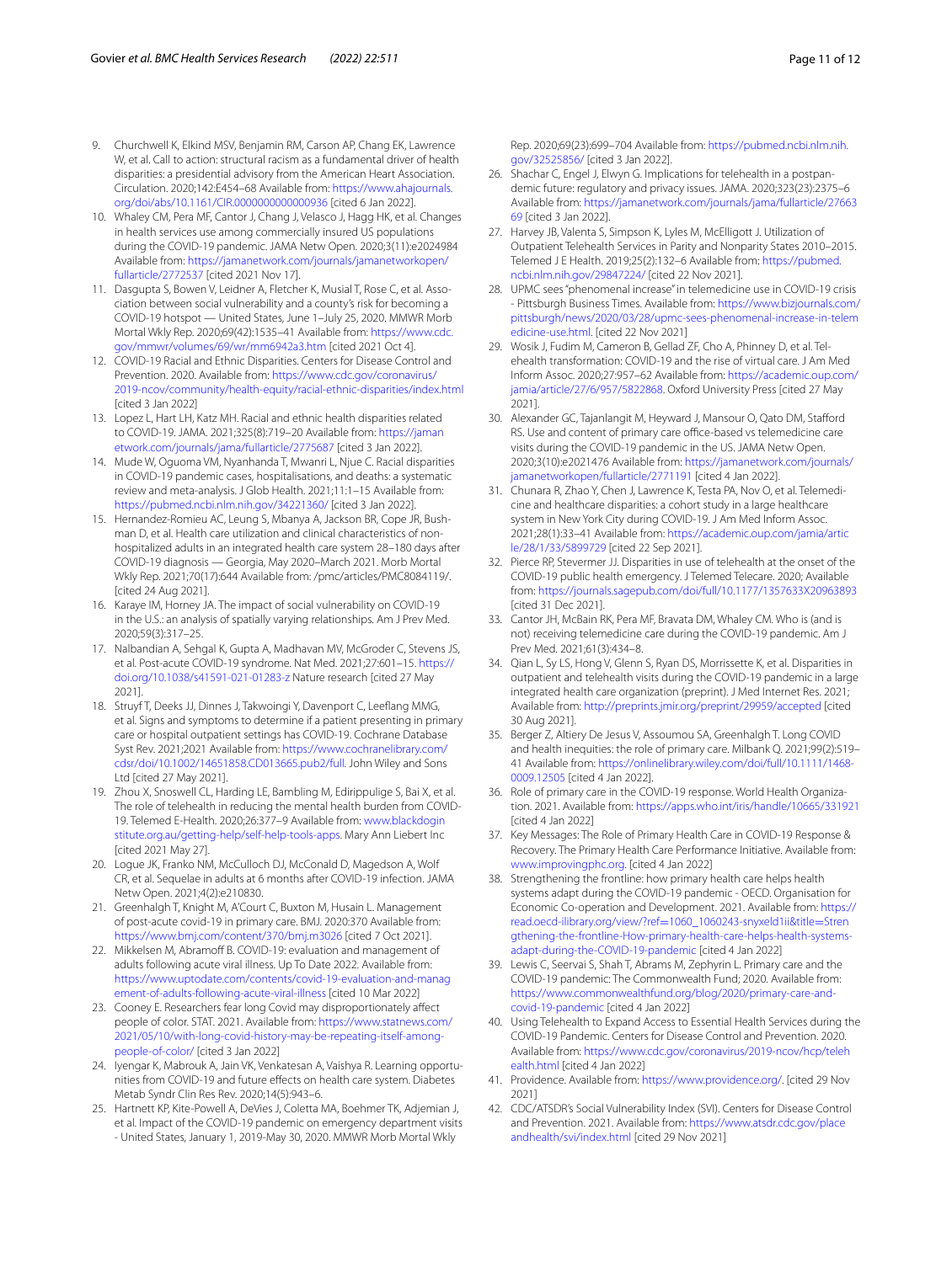9. Churchwell K, Elkind MSV, Benjamin RM, Carson AP, Chang EK, Lawrence W, et al. Call to action: structural racism as a fundamental driver of health disparities: a presidential advisory from the American Heart Association. Circulation. 2020;142:E454–68 Available from: https://www.ahajournals.org/doi/abs/10.1161/CIR.0000000000000936 [cited 6 Jan 2022].
10. Whaley CM, Pera MF, Cantor J, Chang J, Velasco J, Hagg HK, et al. Changes in health services use among commercially insured US populations during the COVID-19 pandemic. JAMA Netw Open. 2020;3(11):e2024984 Available from: https://jamanetwork.com/journals/jamanetworkopen/fullarticle/2772537 [cited 2021 Nov 17].
11. Dasgupta S, Bowen V, Leidner A, Fletcher K, Musial T, Rose C, et al. Association between social vulnerability and a county's risk for becoming a COVID-19 hotspot — United States, June 1–July 25, 2020. MMWR Morb Mortal Wkly Rep. 2020;69(42):1535–41 Available from: https://www.cdc.gov/mmwr/volumes/69/wr/mm6942a3.htm [cited 2021 Oct 4].
12. COVID-19 Racial and Ethnic Disparities. Centers for Disease Control and Prevention. 2020. Available from: https://www.cdc.gov/coronavirus/2019-ncov/community/health-equity/racial-ethnic-disparities/index.html [cited 3 Jan 2022]
13. Lopez L, Hart LH, Katz MH. Racial and ethnic health disparities related to COVID-19. JAMA. 2021;325(8):719–20 Available from: https://jamanetwork.com/journals/jama/fullarticle/2775687 [cited 3 Jan 2022].
14. Mude W, Oguoma VM, Nyanhanda T, Mwanri L, Njue C. Racial disparities in COVID-19 pandemic cases, hospitalisations, and deaths: a systematic review and meta-analysis. J Glob Health. 2021;11:1–15 Available from: https://pubmed.ncbi.nlm.nih.gov/34221360/ [cited 3 Jan 2022].
15. Hernandez-Romieu AC, Leung S, Mbanya A, Jackson BR, Cope JR, Bushman D, et al. Health care utilization and clinical characteristics of nonhospitalized adults in an integrated health care system 28–180 days after COVID-19 diagnosis — Georgia, May 2020–March 2021. Morb Mortal Wkly Rep. 2021;70(17):644 Available from: /pmc/articles/PMC8084119/. [cited 24 Aug 2021].
16. Karaye IM, Horney JA. The impact of social vulnerability on COVID-19 in the U.S.: an analysis of spatially varying relationships. Am J Prev Med. 2020;59(3):317–25.
17. Nalbandian A, Sehgal K, Gupta A, Madhavan MV, McGroder C, Stevens JS, et al. Post-acute COVID-19 syndrome. Nat Med. 2021;27:601–15. https://doi.org/10.1038/s41591-021-01283-z Nature research [cited 27 May 2021].
18. Struyf T, Deeks JJ, Dinnes J, Takwoingi Y, Davenport C, Leeflang MMG, et al. Signs and symptoms to determine if a patient presenting in primary care or hospital outpatient settings has COVID-19. Cochrane Database Syst Rev. 2021;2021 Available from: https://www.cochranelibrary.com/cdsr/doi/10.1002/14651858.CD013665.pub2/full. John Wiley and Sons Ltd [cited 27 May 2021].
19. Zhou X, Snoswell CL, Harding LE, Bambling M, Edirippulige S, Bai X, et al. The role of telehealth in reducing the mental health burden from COVID-19. Telemed E-Health. 2020;26:377–9 Available from: www.blackdoginstitute.org.au/getting-help/self-help-tools-apps. Mary Ann Liebert Inc [cited 2021 May 27].
20. Logue JK, Franko NM, McCulloch DJ, McConald D, Magedson A, Wolf CR, et al. Sequelae in adults at 6 months after COVID-19 infection. JAMA Netw Open. 2021;4(2):e210830.
21. Greenhalgh T, Knight M, A'Court C, Buxton M, Husain L. Management of post-acute covid-19 in primary care. BMJ. 2020:370 Available from: https://www.bmj.com/content/370/bmj.m3026 [cited 7 Oct 2021].
22. Mikkelsen M, Abramoff B. COVID-19: evaluation and management of adults following acute viral illness. Up To Date 2022. Available from: https://www.uptodate.com/contents/covid-19-evaluation-and-management-of-adults-following-acute-viral-illness [cited 10 Mar 2022]
23. Cooney E. Researchers fear long Covid may disproportionately affect people of color. STAT. 2021. Available from: https://www.statnews.com/2021/05/10/with-long-covid-history-may-be-repeating-itself-among-people-of-color/ [cited 3 Jan 2022]
24. Iyengar K, Mabrouk A, Jain VK, Venkatesan A, Vaishya R. Learning opportunities from COVID-19 and future effects on health care system. Diabetes Metab Syndr Clin Res Rev. 2020;14(5):943–6.
25. Hartnett KP, Kite-Powell A, DeVies J, Coletta MA, Boehmer TK, Adjemian J, et al. Impact of the COVID-19 pandemic on emergency department visits - United States, January 1, 2019-May 30, 2020. MMWR Morb Mortal Wkly Rep. 2020;69(23):699–704 Available from: https://pubmed.ncbi.nlm.nih.gov/32525856/ [cited 3 Jan 2022].
26. Shachar C, Engel J, Elwyn G. Implications for telehealth in a postpandemic future: regulatory and privacy issues. JAMA. 2020;323(23):2375–6 Available from: https://jamanetwork.com/journals/jama/fullarticle/2766369 [cited 3 Jan 2022].
27. Harvey JB, Valenta S, Simpson K, Lyles M, McElligott J. Utilization of Outpatient Telehealth Services in Parity and Nonparity States 2010–2015. Telemed J E Health. 2019;25(2):132–6 Available from: https://pubmed.ncbi.nlm.nih.gov/29847224/ [cited 22 Nov 2021].
28. UPMC sees "phenomenal increase" in telemedicine use in COVID-19 crisis - Pittsburgh Business Times. Available from: https://www.bizjournals.com/pittsburgh/news/2020/03/28/upmc-sees-phenomenal-increase-in-telemedicine-use.html. [cited 22 Nov 2021]
29. Wosik J, Fudim M, Cameron B, Gellad ZF, Cho A, Phinney D, et al. Telehealth transformation: COVID-19 and the rise of virtual care. J Am Med Inform Assoc. 2020;27:957–62 Available from: https://academic.oup.com/jamia/article/27/6/957/5822868. Oxford University Press [cited 27 May 2021].
30. Alexander GC, Tajanlangit M, Heyward J, Mansour O, Qato DM, Stafford RS. Use and content of primary care office-based vs telemedicine care visits during the COVID-19 pandemic in the US. JAMA Netw Open. 2020;3(10):e2021476 Available from: https://jamanetwork.com/journals/jamanetworkopen/fullarticle/2771191 [cited 4 Jan 2022].
31. Chunara R, Zhao Y, Chen J, Lawrence K, Testa PA, Nov O, et al. Telemedicine and healthcare disparities: a cohort study in a large healthcare system in New York City during COVID-19. J Am Med Inform Assoc. 2021;28(1):33–41 Available from: https://academic.oup.com/jamia/article/28/1/33/5899729 [cited 22 Sep 2021].
32. Pierce RP, Stevermer JJ. Disparities in use of telehealth at the onset of the COVID-19 public health emergency. J Telemed Telecare. 2020; Available from: https://journals.sagepub.com/doi/full/10.1177/1357633X20963893 [cited 31 Dec 2021].
33. Cantor JH, McBain RK, Pera MF, Bravata DM, Whaley CM. Who is (and is not) receiving telemedicine care during the COVID-19 pandemic. Am J Prev Med. 2021;61(3):434–8.
34. Qian L, Sy LS, Hong V, Glenn S, Ryan DS, Morrissette K, et al. Disparities in outpatient and telehealth visits during the COVID-19 pandemic in a large integrated health care organization (preprint). J Med Internet Res. 2021; Available from: http://preprints.jmir.org/preprint/29959/accepted [cited 30 Aug 2021].
35. Berger Z, Altiery De Jesus V, Assoumou SA, Greenhalgh T. Long COVID and health inequities: the role of primary care. Milbank Q. 2021;99(2):519–41 Available from: https://onlinelibrary.wiley.com/doi/full/10.1111/1468-0009.12505 [cited 4 Jan 2022].
36. Role of primary care in the COVID-19 response. World Health Organization. 2021. Available from: https://apps.who.int/iris/handle/10665/331921 [cited 4 Jan 2022]
37. Key Messages: The Role of Primary Health Care in COVID-19 Response & Recovery. The Primary Health Care Performance Initiative. Available from: www.improvingphc.org. [cited 4 Jan 2022]
38. Strengthening the frontline: how primary health care helps health systems adapt during the COVID-19 pandemic - OECD. Organisation for Economic Co-operation and Development. 2021. Available from: https://read.oecd-ilibrary.org/view/?ref=1060_1060243-snyxeld1ii&title=Strengthening-the-frontline-How-primary-health-care-helps-health-systems-adapt-during-the-COVID-19-pandemic [cited 4 Jan 2022]
39. Lewis C, Seervai S, Shah T, Abrams M, Zephyrin L. Primary care and the COVID-19 pandemic: The Commonwealth Fund; 2020. Available from: https://www.commonwealthfund.org/blog/2020/primary-care-and-covid-19-pandemic [cited 4 Jan 2022]
40. Using Telehealth to Expand Access to Essential Health Services during the COVID-19 Pandemic. Centers for Disease Control and Prevention. 2020. Available from: https://www.cdc.gov/coronavirus/2019-ncov/hcp/telehealth.html [cited 4 Jan 2022]
41. Providence. Available from: https://www.providence.org/. [cited 29 Nov 2021]
42. CDC/ATSDR's Social Vulnerability Index (SVI). Centers for Disease Control and Prevention. 2021. Available from: https://www.atsdr.cdc.gov/placeandhealth/svi/index.html [cited 29 Nov 2021]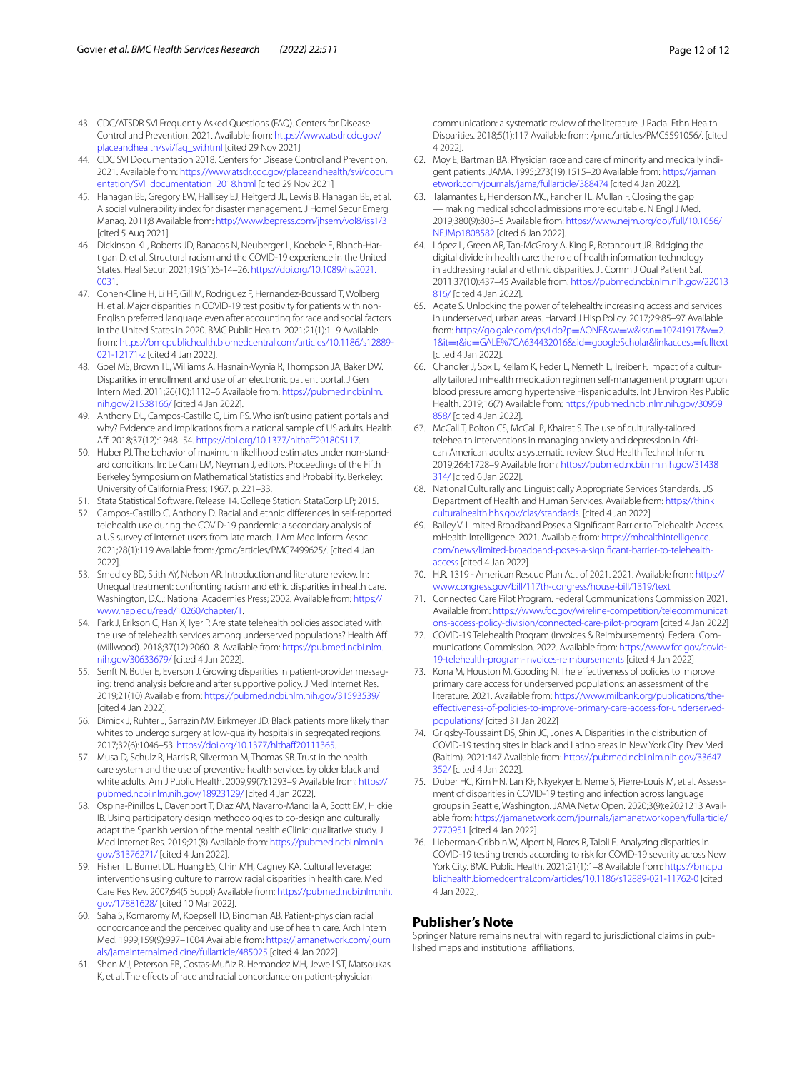43. CDC/ATSDR SVI Frequently Asked Questions (FAQ). Centers for Disease Control and Prevention. 2021. Available from: https://www.atsdr.cdc.gov/placeandhealth/svi/faq_svi.html [cited 29 Nov 2021]
44. CDC SVI Documentation 2018. Centers for Disease Control and Prevention. 2021. Available from: https://www.atsdr.cdc.gov/placeandhealth/svi/documentation/SVI_documentation_2018.html [cited 29 Nov 2021]
45. Flanagan BE, Gregory EW, Hallisey EJ, Heitgerd JL, Lewis B, Flanagan BE, et al. A social vulnerability index for disaster management. J Homel Secur Emerg Manag. 2011;8 Available from: http://www.bepress.com/jhsem/vol8/iss1/3 [cited 5 Aug 2021].
46. Dickinson KL, Roberts JD, Banacos N, Neuberger L, Koebele E, Blanch-Hartigan D, et al. Structural racism and the COVID-19 experience in the United States. Heal Secur. 2021;19(S1):S-14–26. https://doi.org/10.1089/hs.2021.0031.
47. Cohen-Cline H, Li HF, Gill M, Rodriguez F, Hernandez-Boussard T, Wolberg H, et al. Major disparities in COVID-19 test positivity for patients with non-English preferred language even after accounting for race and social factors in the United States in 2020. BMC Public Health. 2021;21(1):1–9 Available from: https://bmcpublichealth.biomedcentral.com/articles/10.1186/s12889-021-12171-z [cited 4 Jan 2022].
48. Goel MS, Brown TL, Williams A, Hasnain-Wynia R, Thompson JA, Baker DW. Disparities in enrollment and use of an electronic patient portal. J Gen Intern Med. 2011;26(10):1112–6 Available from: https://pubmed.ncbi.nlm.nih.gov/21538166/ [cited 4 Jan 2022].
49. Anthony DL, Campos-Castillo C, Lim PS. Who isn't using patient portals and why? Evidence and implications from a national sample of US adults. Health Aff. 2018;37(12):1948–54. https://doi.org/10.1377/hlthaff201805117.
50. Huber PJ. The behavior of maximum likelihood estimates under non-standard conditions. In: Le Cam LM, Neyman J, editors. Proceedings of the Fifth Berkeley Symposium on Mathematical Statistics and Probability. Berkeley: University of California Press; 1967. p. 221–33.
51. Stata Statistical Software. Release 14. College Station: StataCorp LP; 2015.
52. Campos-Castillo C, Anthony D. Racial and ethnic differences in self-reported telehealth use during the COVID-19 pandemic: a secondary analysis of a US survey of internet users from late march. J Am Med Inform Assoc. 2021;28(1):119 Available from: /pmc/articles/PMC7499625/. [cited 4 Jan 2022].
53. Smedley BD, Stith AY, Nelson AR. Introduction and literature review. In: Unequal treatment: confronting racism and ethic disparities in health care. Washington, D.C.: National Academies Press; 2002. Available from: https://www.nap.edu/read/10260/chapter/1.
54. Park J, Erikson C, Han X, Iyer P. Are state telehealth policies associated with the use of telehealth services among underserved populations? Health Aff (Millwood). 2018;37(12):2060–8. Available from: https://pubmed.ncbi.nlm.nih.gov/30633679/ [cited 4 Jan 2022].
55. Senft N, Butler E, Everson J. Growing disparities in patient-provider messaging: trend analysis before and after supportive policy. J Med Internet Res. 2019;21(10) Available from: https://pubmed.ncbi.nlm.nih.gov/31593539/ [cited 4 Jan 2022].
56. Dimick J, Ruhter J, Sarrazin MV, Birkmeyer JD. Black patients more likely than whites to undergo surgery at low-quality hospitals in segregated regions. 2017;32(6):1046–53. https://doi.org/10.1377/hlthaff20111365.
57. Musa D, Schulz R, Harris R, Silverman M, Thomas SB. Trust in the health care system and the use of preventive health services by older black and white adults. Am J Public Health. 2009;99(7):1293–9 Available from: https://pubmed.ncbi.nlm.nih.gov/18923129/ [cited 4 Jan 2022].
58. Ospina-Pinillos L, Davenport T, Diaz AM, Navarro-Mancilla A, Scott EM, Hickie IB. Using participatory design methodologies to co-design and culturally adapt the Spanish version of the mental health eClinic: qualitative study. J Med Internet Res. 2019;21(8) Available from: https://pubmed.ncbi.nlm.nih.gov/31376271/ [cited 4 Jan 2022].
59. Fisher TL, Burnet DL, Huang ES, Chin MH, Cagney KA. Cultural leverage: interventions using culture to narrow racial disparities in health care. Med Care Res Rev. 2007;64(5 Suppl) Available from: https://pubmed.ncbi.nlm.nih.gov/17881628/ [cited 10 Mar 2022].
60. Saha S, Komaromy M, Koepsell TD, Bindman AB. Patient-physician racial concordance and the perceived quality and use of health care. Arch Intern Med. 1999;159(9):997–1004 Available from: https://jamanetwork.com/journals/jamainternalmedicine/fullarticle/485025 [cited 4 Jan 2022].
61. Shen MJ, Peterson EB, Costas-Muñiz R, Hernandez MH, Jewell ST, Matsoukas K, et al. The effects of race and racial concordance on patient-physician communication: a systematic review of the literature. J Racial Ethn Health Disparities. 2018;5(1):117 Available from: /pmc/articles/PMC5591056/. [cited 4 2022].
62. Moy E, Bartman BA. Physician race and care of minority and medically indigent patients. JAMA. 1995;273(19):1515–20 Available from: https://jamanetwork.com/journals/jama/fullarticle/388474 [cited 4 Jan 2022].
63. Talamantes E, Henderson MC, Fancher TL, Mullan F. Closing the gap — making medical school admissions more equitable. N Engl J Med. 2019;380(9):803–5 Available from: https://www.nejm.org/doi/full/10.1056/NEJMp1808582 [cited 6 Jan 2022].
64. López L, Green AR, Tan-McGrory A, King R, Betancourt JR. Bridging the digital divide in health care: the role of health information technology in addressing racial and ethnic disparities. Jt Comm J Qual Patient Saf. 2011;37(10):437–45 Available from: https://pubmed.ncbi.nlm.nih.gov/22013816/ [cited 4 Jan 2022].
65. Agate S. Unlocking the power of telehealth: increasing access and services in underserved, urban areas. Harvard J Hisp Policy. 2017;29:85–97 Available from: https://go.gale.com/ps/i.do?p=AONE&sw=w&issn=10741917&v=2.1&it=r&id=GALE%7CA634432016&sid=googleScholar&linkaccess=fulltext [cited 4 Jan 2022].
66. Chandler J, Sox L, Kellam K, Feder L, Nemeth L, Treiber F. Impact of a culturally tailored mHealth medication regimen self-management program upon blood pressure among hypertensive Hispanic adults. Int J Environ Res Public Health. 2019;16(7) Available from: https://pubmed.ncbi.nlm.nih.gov/30959858/ [cited 4 Jan 2022].
67. McCall T, Bolton CS, McCall R, Khairat S. The use of culturally-tailored telehealth interventions in managing anxiety and depression in African American adults: a systematic review. Stud Health Technol Inform. 2019;264:1728–9 Available from: https://pubmed.ncbi.nlm.nih.gov/31438314/ [cited 6 Jan 2022].
68. National Culturally and Linguistically Appropriate Services Standards. US Department of Health and Human Services. Available from: https://thinkculturalhealth.hhs.gov/clas/standards. [cited 4 Jan 2022]
69. Bailey V. Limited Broadband Poses a Significant Barrier to Telehealth Access. mHealth Intelligence. 2021. Available from: https://mhealthintelligence.com/news/limited-broadband-poses-a-significant-barrier-to-telehealth-access [cited 4 Jan 2022]
70. H.R. 1319 - American Rescue Plan Act of 2021. 2021. Available from: https://www.congress.gov/bill/117th-congress/house-bill/1319/text
71. Connected Care Pilot Program. Federal Communications Commission 2021. Available from: https://www.fcc.gov/wireline-competition/telecommunications-access-policy-division/connected-care-pilot-program [cited 4 Jan 2022]
72. COVID-19 Telehealth Program (Invoices & Reimbursements). Federal Communications Commission. 2022. Available from: https://www.fcc.gov/covid-19-telehealth-program-invoices-reimbursements [cited 4 Jan 2022]
73. Kona M, Houston M, Gooding N. The effectiveness of policies to improve primary care access for underserved populations: an assessment of the literature. 2021. Available from: https://www.milbank.org/publications/the-effectiveness-of-policies-to-improve-primary-care-access-for-underserved-populations/ [cited 31 Jan 2022]
74. Grigsby-Toussaint DS, Shin JC, Jones A. Disparities in the distribution of COVID-19 testing sites in black and Latino areas in New York City. Prev Med (Baltim). 2021:147 Available from: https://pubmed.ncbi.nlm.nih.gov/33647352/ [cited 4 Jan 2022].
75. Duber HC, Kim HN, Lan KF, Nkyekyer E, Neme S, Pierre-Louis M, et al. Assessment of disparities in COVID-19 testing and infection across language groups in Seattle, Washington. JAMA Netw Open. 2020;3(9):e2021213 Available from: https://jamanetwork.com/journals/jamanetworkopen/fullarticle/2770951 [cited 4 Jan 2022].
76. Lieberman-Cribbin W, Alpert N, Flores R, Taioli E. Analyzing disparities in COVID-19 testing trends according to risk for COVID-19 severity across New York City. BMC Public Health. 2021;21(1):1–8 Available from: https://bmcpublichealth.biomedcentral.com/articles/10.1186/s12889-021-11762-0 [cited 4 Jan 2022].

## Publisher's Note

Springer Nature remains neutral with regard to jurisdictional claims in published maps and institutional affiliations.